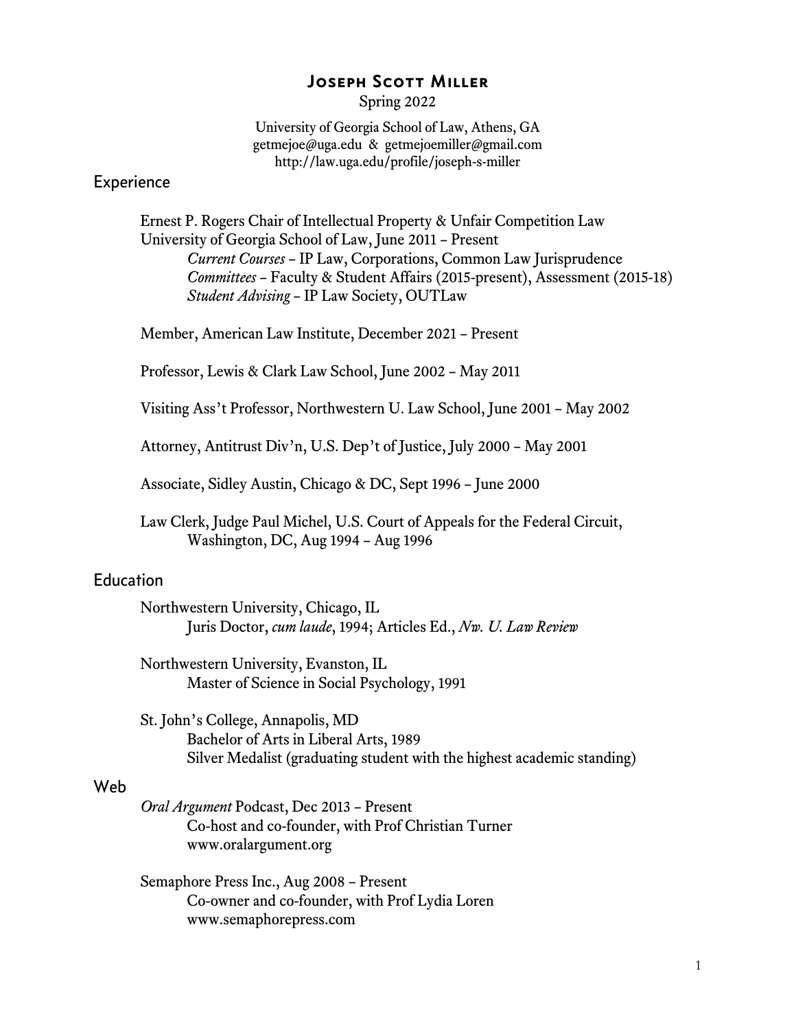# Joseph Scott Miller

Spring 2022

University of Georgia School of Law, Athens, GA
getmejoe@uga.edu & getmejoemiller@gmail.com
http://law.uga.edu/profile/joseph-s-miller

## Experience

Ernest P. Rogers Chair of Intellectual Property & Unfair Competition Law
University of Georgia School of Law, June 2011 – Present
- *Current Courses* – IP Law, Corporations, Common Law Jurisprudence
- *Committees* – Faculty & Student Affairs (2015-present), Assessment (2015-18)
- *Student Advising* – IP Law Society, OUTLaw

Member, American Law Institute, December 2021 – Present

Professor, Lewis & Clark Law School, June 2002 – May 2011

Visiting Ass't Professor, Northwestern U. Law School, June 2001 – May 2002

Attorney, Antitrust Div'n, U.S. Dep't of Justice, July 2000 – May 2001

Associate, Sidley Austin, Chicago & DC, Sept 1996 – June 2000

Law Clerk, Judge Paul Michel, U.S. Court of Appeals for the Federal Circuit,
Washington, DC, Aug 1994 – Aug 1996

## Education

Northwestern University, Chicago, IL
Juris Doctor, *cum laude*, 1994; Articles Ed., *Nw. U. Law Review*

Northwestern University, Evanston, IL
Master of Science in Social Psychology, 1991

St. John's College, Annapolis, MD
Bachelor of Arts in Liberal Arts, 1989
Silver Medalist (graduating student with the highest academic standing)

## Web

*Oral Argument* Podcast, Dec 2013 – Present
Co-host and co-founder, with Prof Christian Turner
www.oralargument.org

Semaphore Press Inc., Aug 2008 – Present
Co-owner and co-founder, with Prof Lydia Loren
www.semaphorepress.com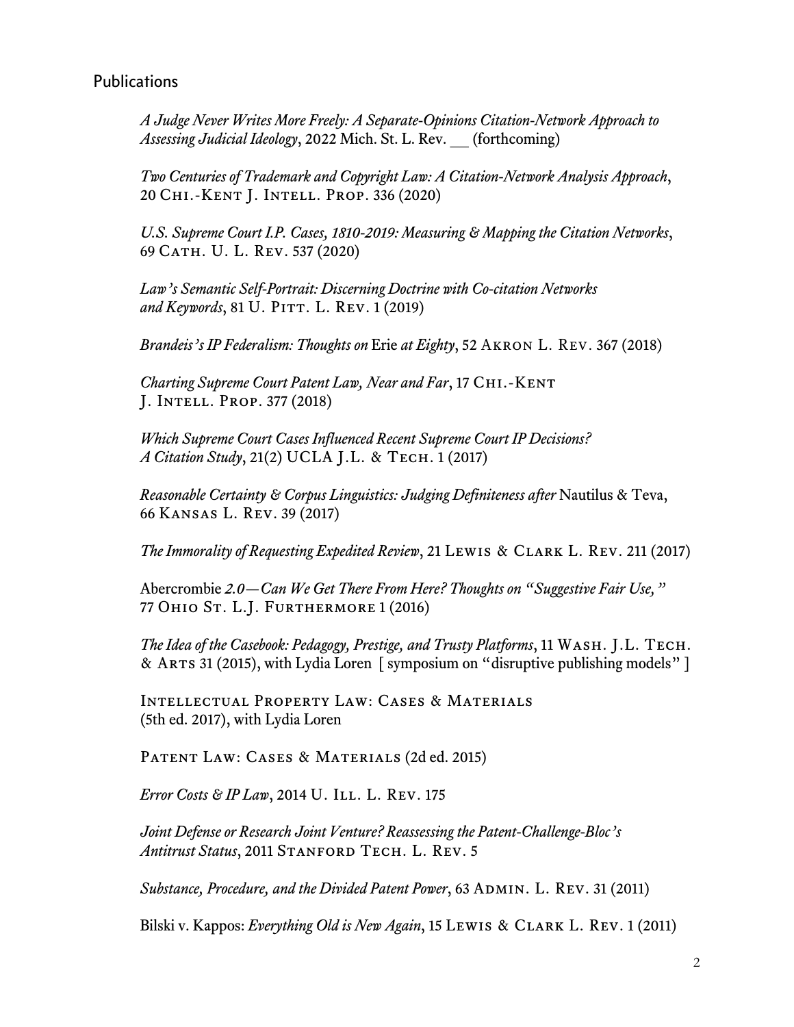## Publications

*A Judge Never Writes More Freely: A Separate-Opinions Citation-Network Approach to Assessing Judicial Ideology*, 2022 Mich. St. L. Rev. __ (forthcoming)

*Two Centuries of Trademark and Copyright Law: A Citation-Network Analysis Approach*, 20 Chi.-Kent J. Intell. Prop. 336 (2020)

*U.S. Supreme Court I.P. Cases, 1810-2019: Measuring & Mapping the Citation Networks*, 69 Cath. U. L. Rev. 537 (2020)

*Law's Semantic Self-Portrait: Discerning Doctrine with Co-citation Networks and Keywords*, 81 U. Pitt. L. Rev. 1 (2019)

*Brandeis's IP Federalism: Thoughts on* Erie *at Eighty*, 52 Akron L. Rev. 367 (2018)

*Charting Supreme Court Patent Law, Near and Far*, 17 Chi.-Kent J. Intell. Prop. 377 (2018)

*Which Supreme Court Cases Influenced Recent Supreme Court IP Decisions? A Citation Study*, 21(2) UCLA J.L. & Tech. 1 (2017)

*Reasonable Certainty & Corpus Linguistics: Judging Definiteness after* Nautilus & Teva, 66 Kansas L. Rev. 39 (2017)

*The Immorality of Requesting Expedited Review*, 21 Lewis & Clark L. Rev. 211 (2017)

Abercrombie *2.0—Can We Get There From Here? Thoughts on "Suggestive Fair Use,"* 77 Ohio St. L.J. Furthermore 1 (2016)

*The Idea of the Casebook: Pedagogy, Prestige, and Trusty Platforms*, 11 Wash. J.L. Tech. & Arts 31 (2015), with Lydia Loren [ symposium on "disruptive publishing models" ]

Intellectual Property Law: Cases & Materials (5th ed. 2017), with Lydia Loren

Patent Law: Cases & Materials (2d ed. 2015)

*Error Costs & IP Law*, 2014 U. Ill. L. Rev. 175

*Joint Defense or Research Joint Venture? Reassessing the Patent-Challenge-Bloc's Antitrust Status*, 2011 Stanford Tech. L. Rev. 5

*Substance, Procedure, and the Divided Patent Power*, 63 Admin. L. Rev. 31 (2011)

Bilski v. Kappos: *Everything Old is New Again*, 15 Lewis & Clark L. Rev. 1 (2011)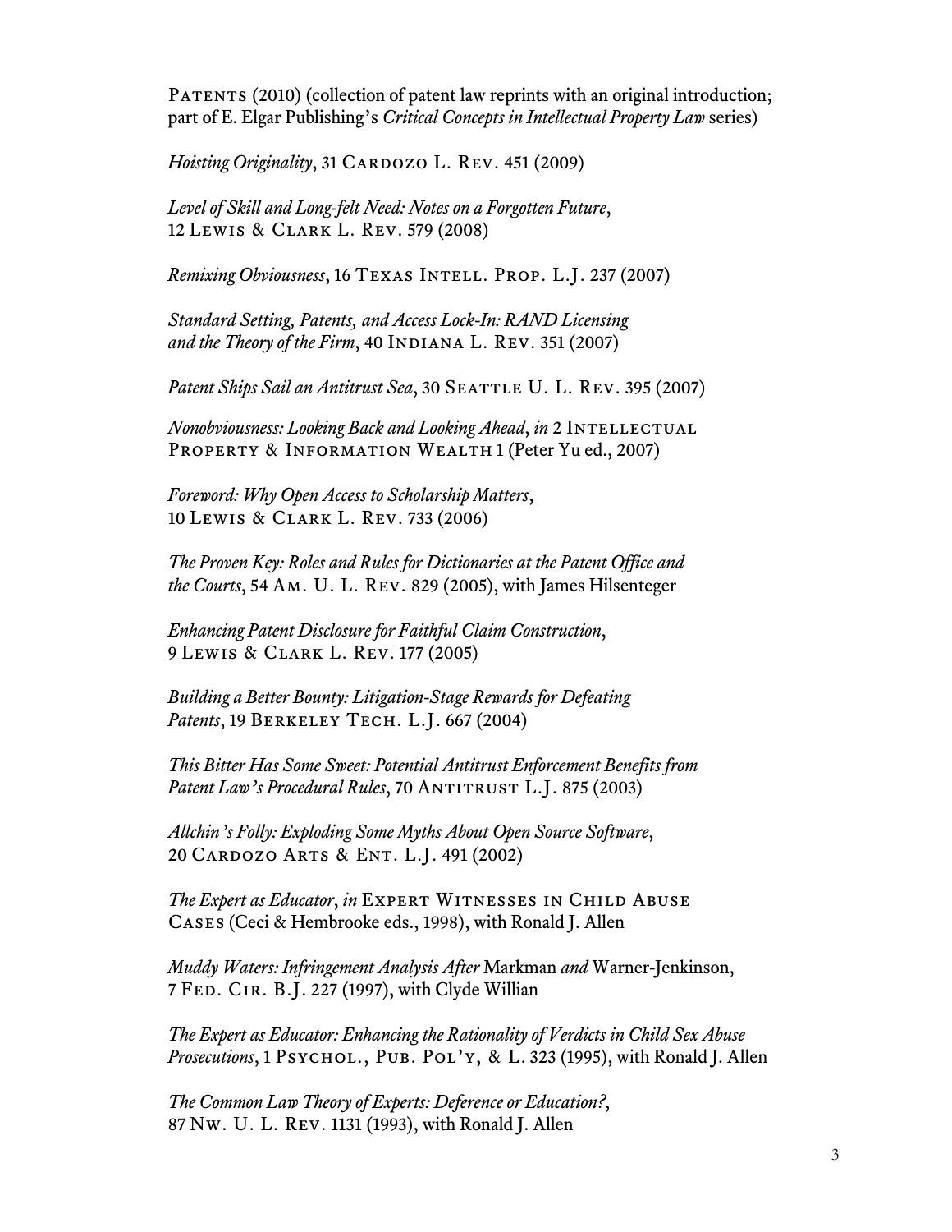PATENTS (2010) (collection of patent law reprints with an original introduction; part of E. Elgar Publishing's *Critical Concepts in Intellectual Property Law* series)

*Hoisting Originality*, 31 CARDOZO L. REV. 451 (2009)

*Level of Skill and Long-felt Need: Notes on a Forgotten Future*, 12 LEWIS & CLARK L. REV. 579 (2008)

*Remixing Obviousness*, 16 TEXAS INTELL. PROP. L.J. 237 (2007)

*Standard Setting, Patents, and Access Lock-In: RAND Licensing and the Theory of the Firm*, 40 INDIANA L. REV. 351 (2007)

*Patent Ships Sail an Antitrust Sea*, 30 SEATTLE U. L. REV. 395 (2007)

*Nonobviousness: Looking Back and Looking Ahead*, *in* 2 INTELLECTUAL PROPERTY & INFORMATION WEALTH 1 (Peter Yu ed., 2007)

*Foreword: Why Open Access to Scholarship Matters*, 10 LEWIS & CLARK L. REV. 733 (2006)

*The Proven Key: Roles and Rules for Dictionaries at the Patent Office and the Courts*, 54 AM. U. L. REV. 829 (2005), with James Hilsenteger

*Enhancing Patent Disclosure for Faithful Claim Construction*, 9 LEWIS & CLARK L. REV. 177 (2005)

*Building a Better Bounty: Litigation-Stage Rewards for Defeating Patents*, 19 BERKELEY TECH. L.J. 667 (2004)

*This Bitter Has Some Sweet: Potential Antitrust Enforcement Benefits from Patent Law's Procedural Rules*, 70 ANTITRUST L.J. 875 (2003)

*Allchin's Folly: Exploding Some Myths About Open Source Software*, 20 CARDOZO ARTS & ENT. L.J. 491 (2002)

*The Expert as Educator*, *in* EXPERT WITNESSES IN CHILD ABUSE CASES (Ceci & Hembrooke eds., 1998), with Ronald J. Allen

*Muddy Waters: Infringement Analysis After* Markman *and* Warner-Jenkinson, 7 FED. CIR. B.J. 227 (1997), with Clyde Willian

*The Expert as Educator: Enhancing the Rationality of Verdicts in Child Sex Abuse Prosecutions*, 1 PSYCHOL., PUB. POL'Y, & L. 323 (1995), with Ronald J. Allen

*The Common Law Theory of Experts: Deference or Education?*, 87 NW. U. L. REV. 1131 (1993), with Ronald J. Allen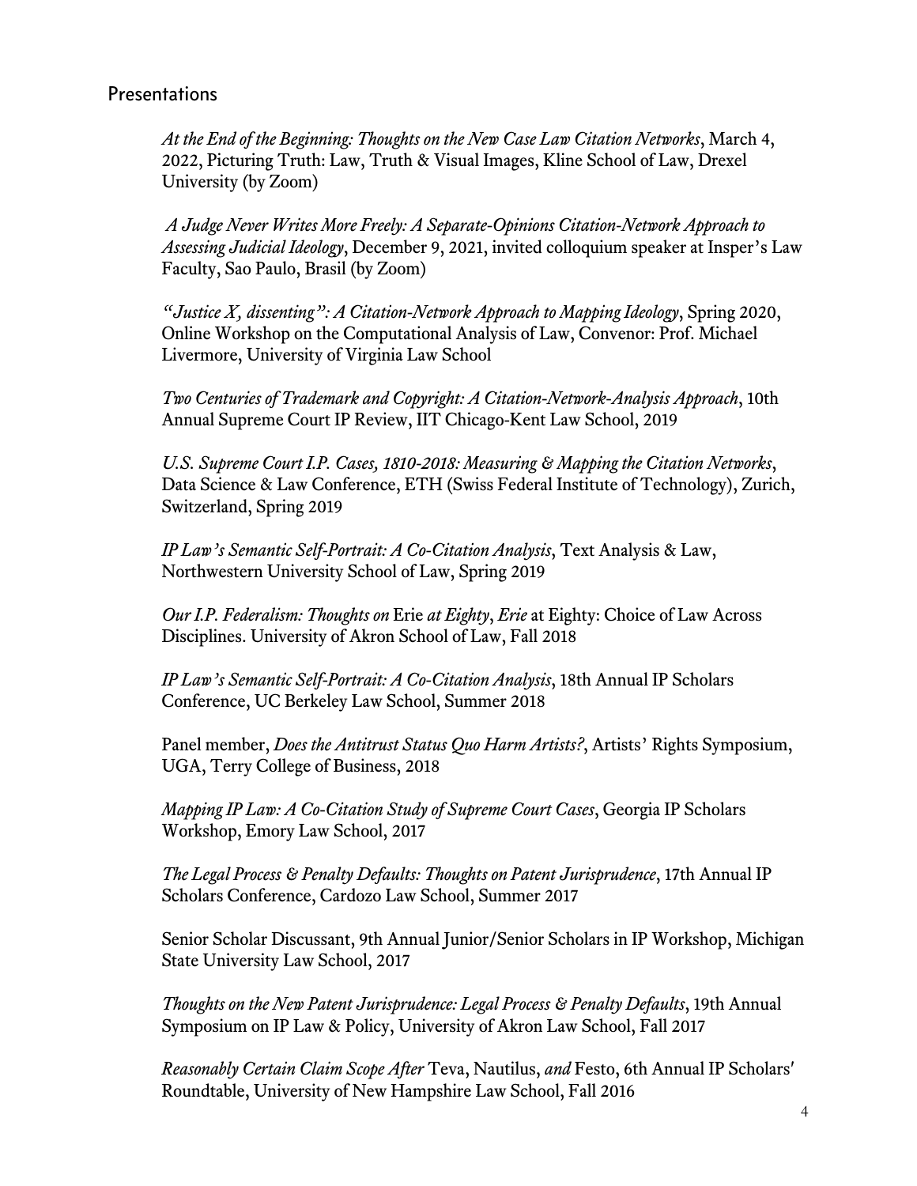## Presentations

*At the End of the Beginning: Thoughts on the New Case Law Citation Networks*, March 4, 2022, Picturing Truth: Law, Truth & Visual Images, Kline School of Law, Drexel University (by Zoom)

*A Judge Never Writes More Freely: A Separate-Opinions Citation-Network Approach to Assessing Judicial Ideology*, December 9, 2021, invited colloquium speaker at Insper's Law Faculty, Sao Paulo, Brasil (by Zoom)

*"Justice X, dissenting": A Citation-Network Approach to Mapping Ideology*, Spring 2020, Online Workshop on the Computational Analysis of Law, Convenor: Prof. Michael Livermore, University of Virginia Law School

*Two Centuries of Trademark and Copyright: A Citation-Network-Analysis Approach*, 10th Annual Supreme Court IP Review, IIT Chicago-Kent Law School, 2019

*U.S. Supreme Court I.P. Cases, 1810-2018: Measuring & Mapping the Citation Networks*, Data Science & Law Conference, ETH (Swiss Federal Institute of Technology), Zurich, Switzerland, Spring 2019

*IP Law's Semantic Self-Portrait: A Co-Citation Analysis*, Text Analysis & Law, Northwestern University School of Law, Spring 2019

*Our I.P. Federalism: Thoughts on* Erie *at Eighty*, *Erie* at Eighty: Choice of Law Across Disciplines. University of Akron School of Law, Fall 2018

*IP Law's Semantic Self-Portrait: A Co-Citation Analysis*, 18th Annual IP Scholars Conference, UC Berkeley Law School, Summer 2018

Panel member, *Does the Antitrust Status Quo Harm Artists?*, Artists' Rights Symposium, UGA, Terry College of Business, 2018

*Mapping IP Law: A Co-Citation Study of Supreme Court Cases*, Georgia IP Scholars Workshop, Emory Law School, 2017

*The Legal Process & Penalty Defaults: Thoughts on Patent Jurisprudence*, 17th Annual IP Scholars Conference, Cardozo Law School, Summer 2017

Senior Scholar Discussant, 9th Annual Junior/Senior Scholars in IP Workshop, Michigan State University Law School, 2017

*Thoughts on the New Patent Jurisprudence: Legal Process & Penalty Defaults*, 19th Annual Symposium on IP Law & Policy, University of Akron Law School, Fall 2017

*Reasonably Certain Claim Scope After* Teva, Nautilus, *and* Festo, 6th Annual IP Scholars' Roundtable, University of New Hampshire Law School, Fall 2016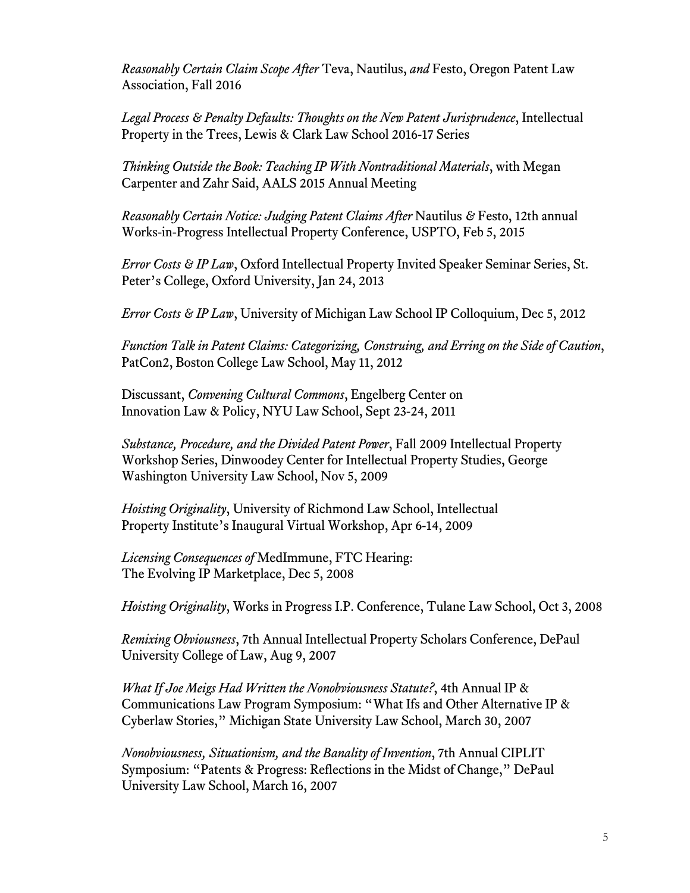*Reasonably Certain Claim Scope After* Teva, Nautilus, *and* Festo, Oregon Patent Law Association, Fall 2016

*Legal Process & Penalty Defaults: Thoughts on the New Patent Jurisprudence*, Intellectual Property in the Trees, Lewis & Clark Law School 2016-17 Series

*Thinking Outside the Book: Teaching IP With Nontraditional Materials*, with Megan Carpenter and Zahr Said, AALS 2015 Annual Meeting

*Reasonably Certain Notice: Judging Patent Claims After* Nautilus *&* Festo, 12th annual Works-in-Progress Intellectual Property Conference, USPTO, Feb 5, 2015

*Error Costs & IP Law*, Oxford Intellectual Property Invited Speaker Seminar Series, St. Peter's College, Oxford University, Jan 24, 2013

*Error Costs & IP Law*, University of Michigan Law School IP Colloquium, Dec 5, 2012

*Function Talk in Patent Claims: Categorizing, Construing, and Erring on the Side of Caution*, PatCon2, Boston College Law School, May 11, 2012

Discussant, *Convening Cultural Commons*, Engelberg Center on Innovation Law & Policy, NYU Law School, Sept 23-24, 2011

*Substance, Procedure, and the Divided Patent Power*, Fall 2009 Intellectual Property Workshop Series, Dinwoodey Center for Intellectual Property Studies, George Washington University Law School, Nov 5, 2009

*Hoisting Originality*, University of Richmond Law School, Intellectual Property Institute's Inaugural Virtual Workshop, Apr 6-14, 2009

*Licensing Consequences of* MedImmune, FTC Hearing: The Evolving IP Marketplace, Dec 5, 2008

*Hoisting Originality*, Works in Progress I.P. Conference, Tulane Law School, Oct 3, 2008

*Remixing Obviousness*, 7th Annual Intellectual Property Scholars Conference, DePaul University College of Law, Aug 9, 2007

*What If Joe Meigs Had Written the Nonobviousness Statute?*, 4th Annual IP & Communications Law Program Symposium: "What Ifs and Other Alternative IP & Cyberlaw Stories," Michigan State University Law School, March 30, 2007

*Nonobviousness, Situationism, and the Banality of Invention*, 7th Annual CIPLIT Symposium: "Patents & Progress: Reflections in the Midst of Change," DePaul University Law School, March 16, 2007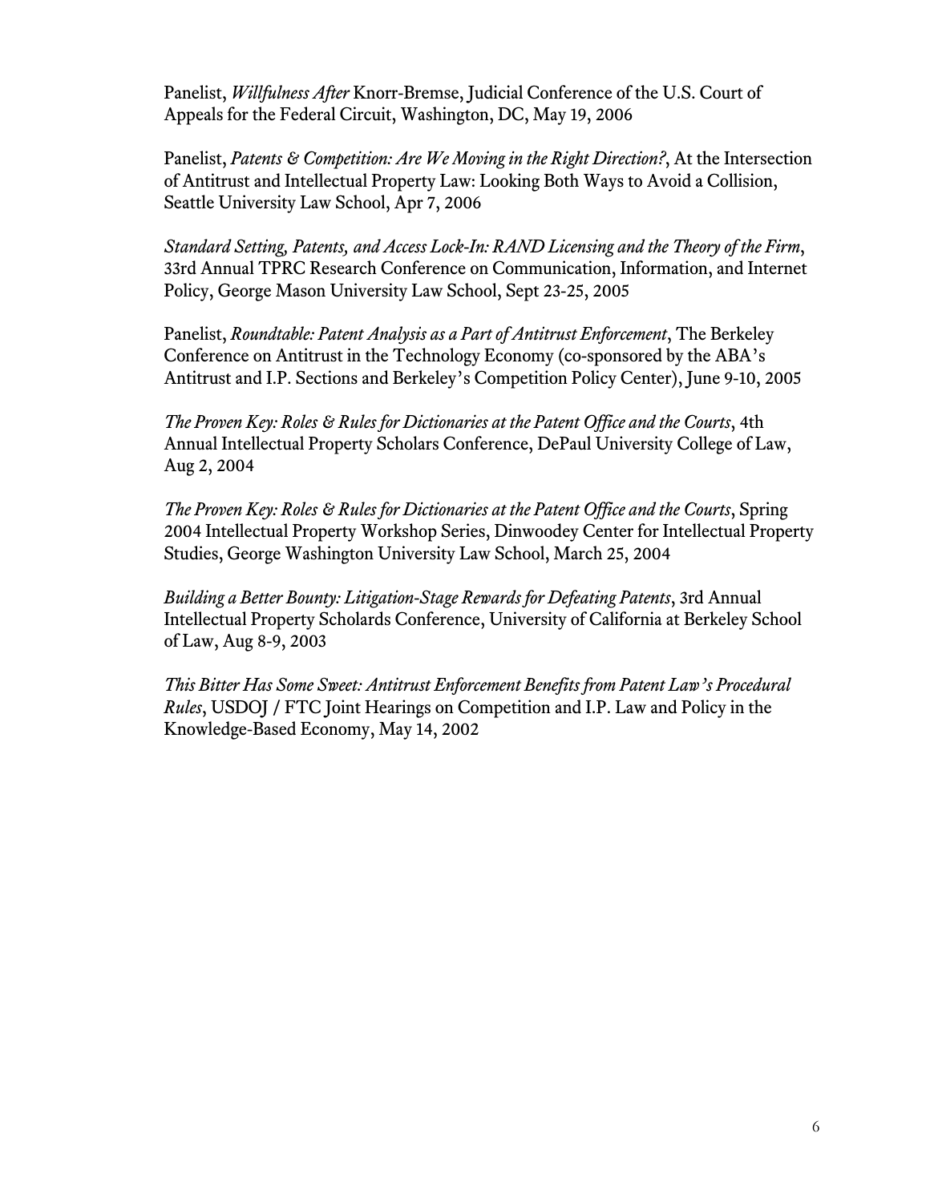Panelist, *Willfulness After* Knorr-Bremse, Judicial Conference of the U.S. Court of Appeals for the Federal Circuit, Washington, DC, May 19, 2006

Panelist, *Patents & Competition: Are We Moving in the Right Direction?*, At the Intersection of Antitrust and Intellectual Property Law: Looking Both Ways to Avoid a Collision, Seattle University Law School, Apr 7, 2006

*Standard Setting, Patents, and Access Lock-In: RAND Licensing and the Theory of the Firm*, 33rd Annual TPRC Research Conference on Communication, Information, and Internet Policy, George Mason University Law School, Sept 23-25, 2005

Panelist, *Roundtable: Patent Analysis as a Part of Antitrust Enforcement*, The Berkeley Conference on Antitrust in the Technology Economy (co-sponsored by the ABA's Antitrust and I.P. Sections and Berkeley's Competition Policy Center), June 9-10, 2005

*The Proven Key: Roles & Rules for Dictionaries at the Patent Office and the Courts*, 4th Annual Intellectual Property Scholars Conference, DePaul University College of Law, Aug 2, 2004

*The Proven Key: Roles & Rules for Dictionaries at the Patent Office and the Courts*, Spring 2004 Intellectual Property Workshop Series, Dinwoodey Center for Intellectual Property Studies, George Washington University Law School, March 25, 2004

*Building a Better Bounty: Litigation-Stage Rewards for Defeating Patents*, 3rd Annual Intellectual Property Scholards Conference, University of California at Berkeley School of Law, Aug 8-9, 2003

*This Bitter Has Some Sweet: Antitrust Enforcement Benefits from Patent Law's Procedural Rules*, USDOJ / FTC Joint Hearings on Competition and I.P. Law and Policy in the Knowledge-Based Economy, May 14, 2002